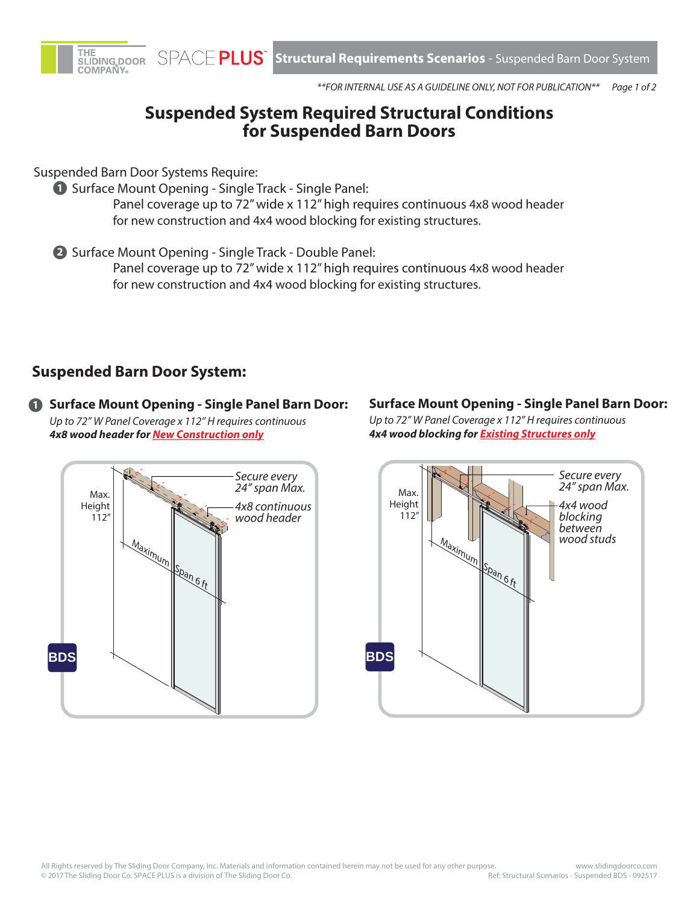**FOR INTERNAL USE AS A GUIDELINE ONLY, NOT FOR PUBLICATION**

# Suspended System Required Structural Conditions for Suspended Barn Doors

Suspended Barn Door Systems Require:

1. Surface Mount Opening - Single Track - Single Panel:
   Panel coverage up to 72" wide x 112" high requires continuous 4x8 wood header for new construction and 4x4 wood blocking for existing structures.

2. Surface Mount Opening - Single Track - Double Panel:
   Panel coverage up to 72" wide x 112" high requires continuous 4x8 wood header for new construction and 4x4 wood blocking for existing structures.

## Suspended Barn Door System:

### 1 Surface Mount Opening - Single Panel Barn Door:

*Up to 72" W Panel Coverage x 112" H requires continuous* ***4x8 wood header for New Construction only***

Max. Height 112"

*Secure every 24" span Max.*

*4x8 continuous wood header*

Maximum Span 6 ft

BDS

### Surface Mount Opening - Single Panel Barn Door:

*Up to 72" W Panel Coverage x 112" H requires continuous* ***4x4 wood blocking for Existing Structures only***

Max. Height 112"

*Secure every 24" span Max.*

*4x4 wood blocking between wood studs*

Maximum Span 6 ft

BDS

All Rights reserved by The Sliding Door Company, Inc. Materials and information contained herein may not be used for any other purpose.
© 2017 The Sliding Door Co. SPACE PLUS is a division of The Sliding Door Co.
www.slidingdoorco.com
Ref: Structural Scenarios - Suspended BDS - 092517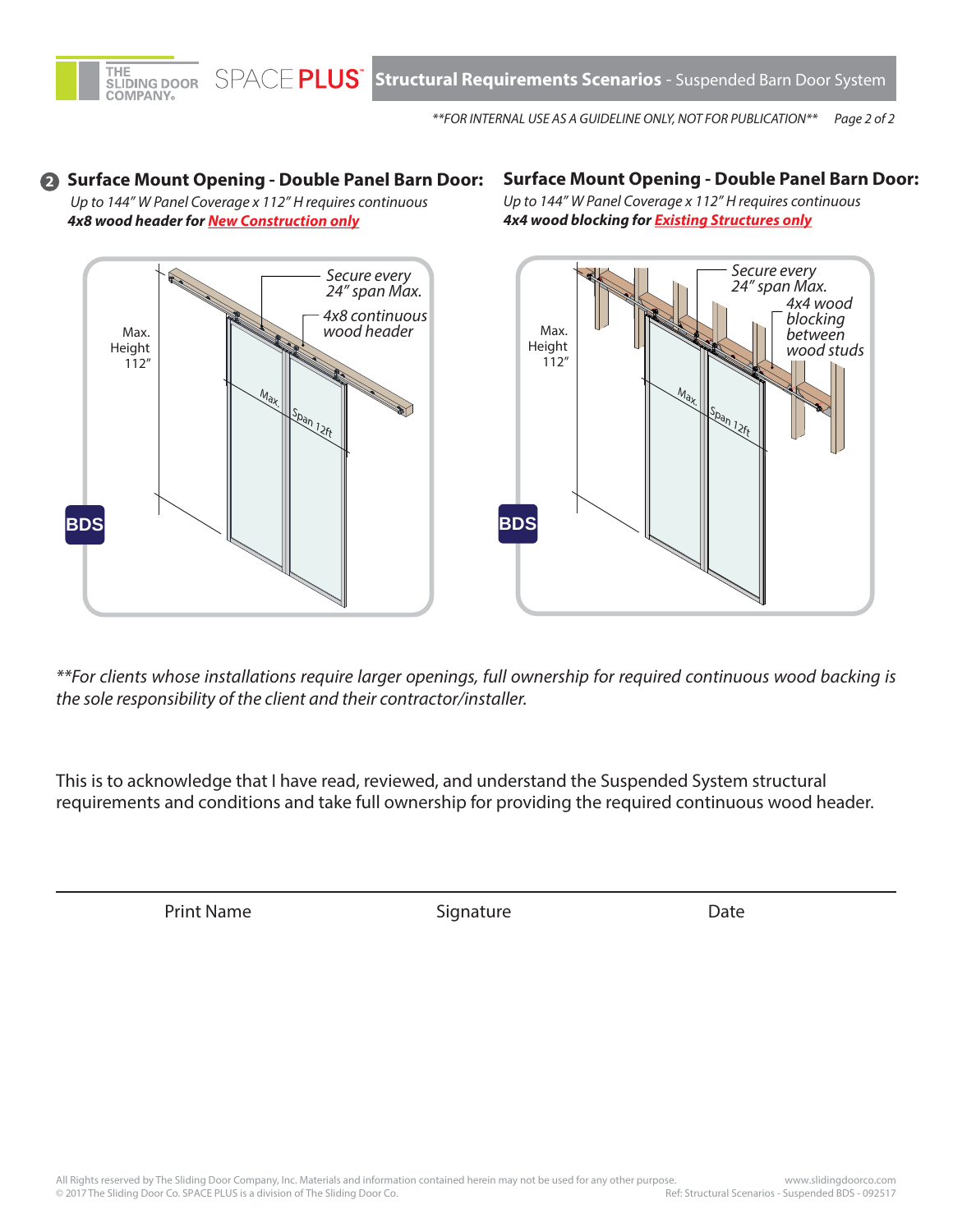# Structural Requirements Scenarios - Suspended Barn Door System

**\*\*FOR INTERNAL USE AS A GUIDELINE ONLY, NOT FOR PUBLICATION\*\***

## 2 Surface Mount Opening - Double Panel Barn Door:

*Up to 144" W Panel Coverage x 112" H requires continuous* ***4x8 wood header for New Construction only***

Secure every 24" span Max.

4x8 continuous wood header

Max. Height 112"

Max. Span 12ft

BDS

## Surface Mount Opening - Double Panel Barn Door:

*Up to 144" W Panel Coverage x 112" H requires continuous* ***4x4 wood blocking for Existing Structures only***

Secure every 24" span Max.

4x4 wood blocking between wood studs

Max. Height 112"

Max. Span 12ft

BDS

*\*\*For clients whose installations require larger openings, full ownership for required continuous wood backing is the sole responsibility of the client and their contractor/installer.*

This is to acknowledge that I have read, reviewed, and understand the Suspended System structural requirements and conditions and take full ownership for providing the required continuous wood header.

Print Name | Signature | Date

All Rights reserved by The Sliding Door Company, Inc. Materials and information contained herein may not be used for any other purpose.
© 2017 The Sliding Door Co. SPACE PLUS is a division of The Sliding Door Co.

www.slidingdoorco.com
Ref: Structural Scenarios - Suspended BDS - 092517